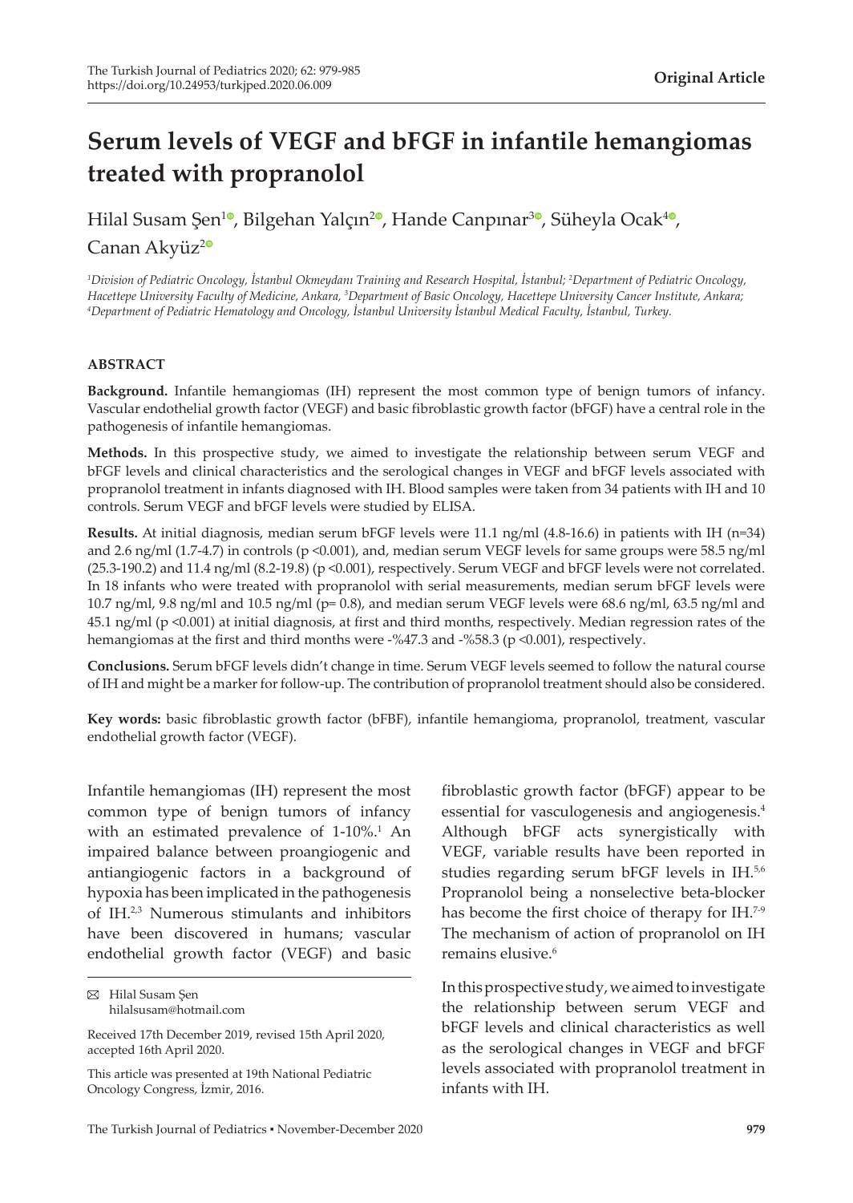Original Article

# Serum levels of VEGF and bFGF in infantile hemangiomas treated with propranolol

Hilal Susam Şen[1], Bilgehan Yalçın[2], Hande Canpınar[3], Süheyla Ocak[4], Canan Akyüz[2]

[1]*Division of Pediatric Oncology, İstanbul Okmeydanı Training and Research Hospital, İstanbul;* [2]*Department of Pediatric Oncology, Hacettepe University Faculty of Medicine, Ankara,* [3]*Department of Basic Oncology, Hacettepe University Cancer Institute, Ankara;* [4]*Department of Pediatric Hematology and Oncology, İstanbul University İstanbul Medical Faculty, İstanbul, Turkey.*

## ABSTRACT

**Background.** Infantile hemangiomas (IH) represent the most common type of benign tumors of infancy. Vascular endothelial growth factor (VEGF) and basic fibroblastic growth factor (bFGF) have a central role in the pathogenesis of infantile hemangiomas.

**Methods.** In this prospective study, we aimed to investigate the relationship between serum VEGF and bFGF levels and clinical characteristics and the serological changes in VEGF and bFGF levels associated with propranolol treatment in infants diagnosed with IH. Blood samples were taken from 34 patients with IH and 10 controls. Serum VEGF and bFGF levels were studied by ELISA.

**Results.** At initial diagnosis, median serum bFGF levels were 11.1 ng/ml (4.8-16.6) in patients with IH (n=34) and 2.6 ng/ml (1.7-4.7) in controls ($p < 0.001$), and, median serum VEGF levels for same groups were 58.5 ng/ml (25.3-190.2) and 11.4 ng/ml (8.2-19.8) ($p < 0.001$), respectively. Serum VEGF and bFGF levels were not correlated. In 18 infants who were treated with propranolol with serial measurements, median serum bFGF levels were 10.7 ng/ml, 9.8 ng/ml and 10.5 ng/ml ($p = 0.8$), and median serum VEGF levels were 68.6 ng/ml, 63.5 ng/ml and 45.1 ng/ml ($p < 0.001$) at initial diagnosis, at first and third months, respectively. Median regression rates of the hemangiomas at the first and third months were -%47.3 and -%58.3 ($p < 0.001$), respectively.

**Conclusions.** Serum bFGF levels didn't change in time. Serum VEGF levels seemed to follow the natural course of IH and might be a marker for follow-up. The contribution of propranolol treatment should also be considered.

**Key words:** basic fibroblastic growth factor (bFBF), infantile hemangioma, propranolol, treatment, vascular endothelial growth factor (VEGF).

Infantile hemangiomas (IH) represent the most common type of benign tumors of infancy with an estimated prevalence of 1-10%.[1] An impaired balance between proangiogenic and antiangiogenic factors in a background of hypoxia has been implicated in the pathogenesis of IH.[2,3] Numerous stimulants and inhibitors have been discovered in humans; vascular endothelial growth factor (VEGF) and basic fibroblastic growth factor (bFGF) appear to be essential for vasculogenesis and angiogenesis.[4] Although bFGF acts synergistically with VEGF, variable results have been reported in studies regarding serum bFGF levels in IH.[5,6] Propranolol being a nonselective beta-blocker has become the first choice of therapy for IH.[7-9] The mechanism of action of propranolol on IH remains elusive.[6]

In this prospective study, we aimed to investigate the relationship between serum VEGF and bFGF levels and clinical characteristics as well as the serological changes in VEGF and bFGF levels associated with propranolol treatment in infants with IH.

✉ Hilal Susam Şen
hilalsusam@hotmail.com

Received 17th December 2019, revised 15th April 2020, accepted 16th April 2020.

This article was presented at 19th National Pediatric Oncology Congress, İzmir, 2016.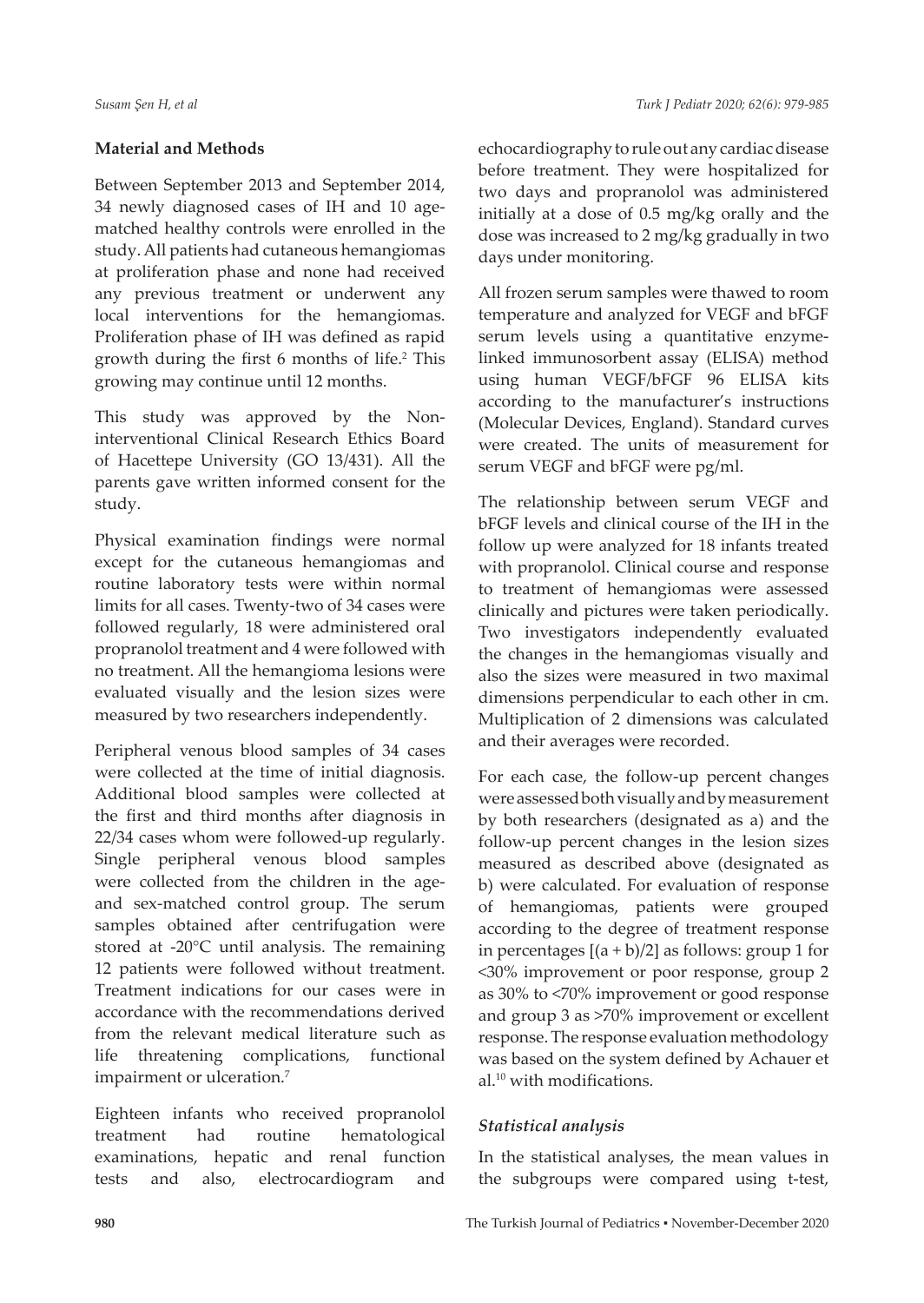## Material and Methods

Between September 2013 and September 2014, 34 newly diagnosed cases of IH and 10 age-matched healthy controls were enrolled in the study. All patients had cutaneous hemangiomas at proliferation phase and none had received any previous treatment or underwent any local interventions for the hemangiomas. Proliferation phase of IH was defined as rapid growth during the first 6 months of life.[2] This growing may continue until 12 months.

This study was approved by the Non-interventional Clinical Research Ethics Board of Hacettepe University (GO 13/431). All the parents gave written informed consent for the study.

Physical examination findings were normal except for the cutaneous hemangiomas and routine laboratory tests were within normal limits for all cases. Twenty-two of 34 cases were followed regularly, 18 were administered oral propranolol treatment and 4 were followed with no treatment. All the hemangioma lesions were evaluated visually and the lesion sizes were measured by two researchers independently.

Peripheral venous blood samples of 34 cases were collected at the time of initial diagnosis. Additional blood samples were collected at the first and third months after diagnosis in 22/34 cases whom were followed-up regularly. Single peripheral venous blood samples were collected from the children in the age- and sex-matched control group. The serum samples obtained after centrifugation were stored at -20°C until analysis. The remaining 12 patients were followed without treatment. Treatment indications for our cases were in accordance with the recommendations derived from the relevant medical literature such as life threatening complications, functional impairment or ulceration.[7]

Eighteen infants who received propranolol treatment had routine hematological examinations, hepatic and renal function tests and also, electrocardiogram and echocardiography to rule out any cardiac disease before treatment. They were hospitalized for two days and propranolol was administered initially at a dose of 0.5 mg/kg orally and the dose was increased to 2 mg/kg gradually in two days under monitoring.

All frozen serum samples were thawed to room temperature and analyzed for VEGF and bFGF serum levels using a quantitative enzyme-linked immunosorbent assay (ELISA) method using human VEGF/bFGF 96 ELISA kits according to the manufacturer's instructions (Molecular Devices, England). Standard curves were created. The units of measurement for serum VEGF and bFGF were pg/ml.

The relationship between serum VEGF and bFGF levels and clinical course of the IH in the follow up were analyzed for 18 infants treated with propranolol. Clinical course and response to treatment of hemangiomas were assessed clinically and pictures were taken periodically. Two investigators independently evaluated the changes in the hemangiomas visually and also the sizes were measured in two maximal dimensions perpendicular to each other in cm. Multiplication of 2 dimensions was calculated and their averages were recorded.

For each case, the follow-up percent changes were assessed both visually and by measurement by both researchers (designated as a) and the follow-up percent changes in the lesion sizes measured as described above (designated as b) were calculated. For evaluation of response of hemangiomas, patients were grouped according to the degree of treatment response in percentages $[(a + b)/2]$ as follows: group 1 for <30% improvement or poor response, group 2 as 30% to <70% improvement or good response and group 3 as >70% improvement or excellent response. The response evaluation methodology was based on the system defined by Achauer et al.[10] with modifications.

### *Statistical analysis*

In the statistical analyses, the mean values in the subgroups were compared using t-test,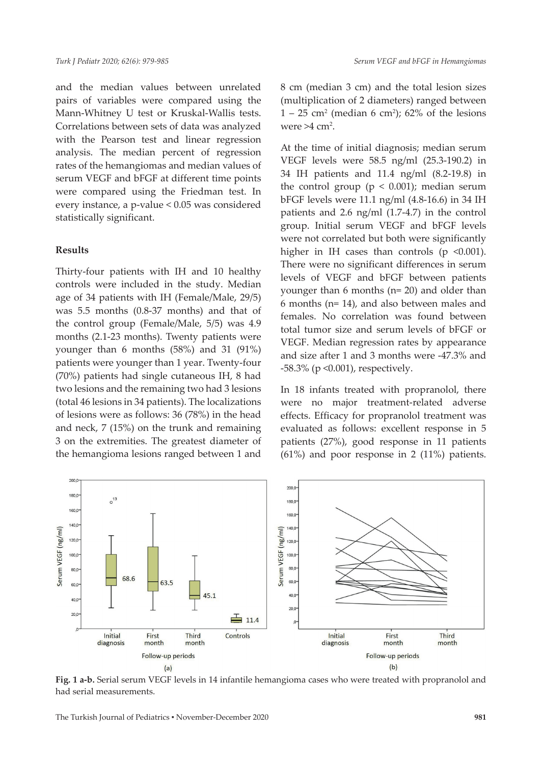and the median values between unrelated pairs of variables were compared using the Mann-Whitney U test or Kruskal-Wallis tests. Correlations between sets of data was analyzed with the Pearson test and linear regression analysis. The median percent of regression rates of the hemangiomas and median values of serum VEGF and bFGF at different time points were compared using the Friedman test. In every instance, a p-value $< 0.05$ was considered statistically significant.

## Results

Thirty-four patients with IH and 10 healthy controls were included in the study. Median age of 34 patients with IH (Female/Male, 29/5) was 5.5 months (0.8-37 months) and that of the control group (Female/Male, 5/5) was 4.9 months (2.1-23 months). Twenty patients were younger than 6 months (58%) and 31 (91%) patients were younger than 1 year. Twenty-four (70%) patients had single cutaneous IH, 8 had two lesions and the remaining two had 3 lesions (total 46 lesions in 34 patients). The localizations of lesions were as follows: 36 (78%) in the head and neck, 7 (15%) on the trunk and remaining 3 on the extremities. The greatest diameter of the hemangioma lesions ranged between 1 and 8 cm (median 3 cm) and the total lesion sizes (multiplication of 2 diameters) ranged between 1 – 25 $cm^2$ (median 6 $cm^2$); 62% of the lesions were >4 $cm^2$.

At the time of initial diagnosis; median serum VEGF levels were 58.5 ng/ml (25.3-190.2) in 34 IH patients and 11.4 ng/ml (8.2-19.8) in the control group ($p < 0.001$); median serum bFGF levels were 11.1 ng/ml (4.8-16.6) in 34 IH patients and 2.6 ng/ml (1.7-4.7) in the control group. Initial serum VEGF and bFGF levels were not correlated but both were significantly higher in IH cases than controls ($p < 0.001$). There were no significant differences in serum levels of VEGF and bFGF between patients younger than 6 months (n= 20) and older than 6 months (n= 14), and also between males and females. No correlation was found between total tumor size and serum levels of bFGF or VEGF. Median regression rates by appearance and size after 1 and 3 months were -47.3% and -58.3% ($p < 0.001$), respectively.

In 18 infants treated with propranolol, there were no major treatment-related adverse effects. Efficacy for propranolol treatment was evaluated as follows: excellent response in 5 patients (27%), good response in 11 patients (61%) and poor response in 2 (11%) patients.

**Fig. 1 a-b.** Serial serum VEGF levels in 14 infantile hemangioma cases who were treated with propranolol and had serial measurements.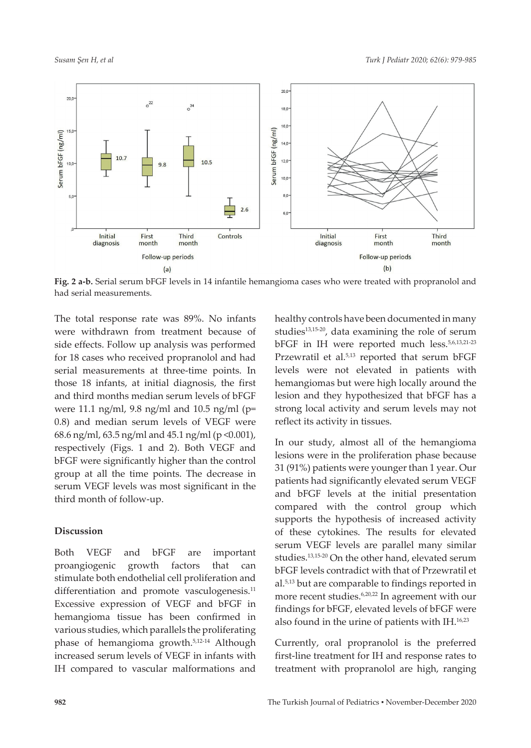Fig. 2 a-b. Serial serum bFGF levels in 14 infantile hemangioma cases who were treated with propranolol and had serial measurements.

The total response rate was 89%. No infants were withdrawn from treatment because of side effects. Follow up analysis was performed for 18 cases who received propranolol and had serial measurements at three-time points. In those 18 infants, at initial diagnosis, the first and third months median serum levels of bFGF were 11.1 ng/ml, 9.8 ng/ml and 10.5 ng/ml (p= 0.8) and median serum levels of VEGF were 68.6 ng/ml, 63.5 ng/ml and 45.1 ng/ml ($p < 0.001$), respectively (Figs. 1 and 2). Both VEGF and bFGF were significantly higher than the control group at all the time points. The decrease in serum VEGF levels was most significant in the third month of follow-up.

## Discussion

Both VEGF and bFGF are important proangiogenic growth factors that can stimulate both endothelial cell proliferation and differentiation and promote vasculogenesis.[11] Excessive expression of VEGF and bFGF in hemangioma tissue has been confirmed in various studies, which parallels the proliferating phase of hemangioma growth.[5,12-14] Although increased serum levels of VEGF in infants with IH compared to vascular malformations and healthy controls have been documented in many studies[13,15-20], data examining the role of serum bFGF in IH were reported much less.[5,6,13,21-23] Przewratil et al.[5,13] reported that serum bFGF levels were not elevated in patients with hemangiomas but were high locally around the lesion and they hypothesized that bFGF has a strong local activity and serum levels may not reflect its activity in tissues.

In our study, almost all of the hemangioma lesions were in the proliferation phase because 31 (91%) patients were younger than 1 year. Our patients had significantly elevated serum VEGF and bFGF levels at the initial presentation compared with the control group which supports the hypothesis of increased activity of these cytokines. The results for elevated serum VEGF levels are parallel many similar studies.[13,15-20] On the other hand, elevated serum bFGF levels contradict with that of Przewratil et al.[5,13] but are comparable to findings reported in more recent studies.[6,20,22] In agreement with our findings for bFGF, elevated levels of bFGF were also found in the urine of patients with IH.[16,23]

Currently, oral propranolol is the preferred first-line treatment for IH and response rates to treatment with propranolol are high, ranging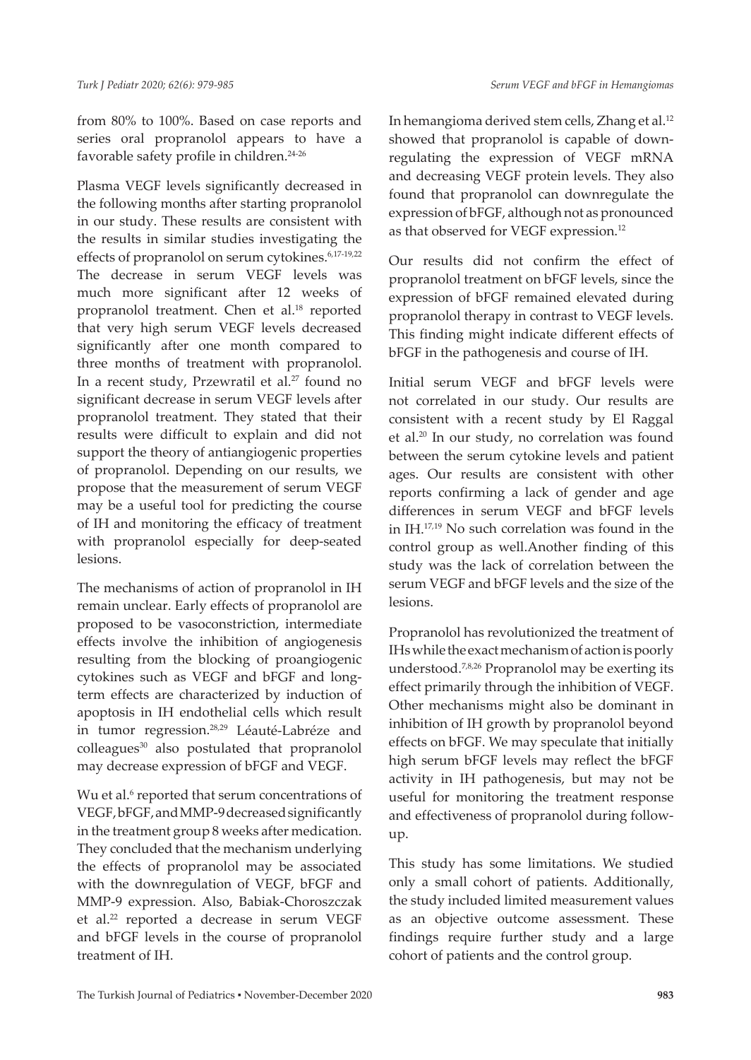from 80% to 100%. Based on case reports and series oral propranolol appears to have a favorable safety profile in children.[24-26]

Plasma VEGF levels significantly decreased in the following months after starting propranolol in our study. These results are consistent with the results in similar studies investigating the effects of propranolol on serum cytokines.[6,17-19,22] The decrease in serum VEGF levels was much more significant after 12 weeks of propranolol treatment. Chen et al.[18] reported that very high serum VEGF levels decreased significantly after one month compared to three months of treatment with propranolol. In a recent study, Przewratil et al.[27] found no significant decrease in serum VEGF levels after propranolol treatment. They stated that their results were difficult to explain and did not support the theory of antiangiogenic properties of propranolol. Depending on our results, we propose that the measurement of serum VEGF may be a useful tool for predicting the course of IH and monitoring the efficacy of treatment with propranolol especially for deep-seated lesions.

The mechanisms of action of propranolol in IH remain unclear. Early effects of propranolol are proposed to be vasoconstriction, intermediate effects involve the inhibition of angiogenesis resulting from the blocking of proangiogenic cytokines such as VEGF and bFGF and long-term effects are characterized by induction of apoptosis in IH endothelial cells which result in tumor regression.[28,29] Léauté-Labréze and colleagues[30] also postulated that propranolol may decrease expression of bFGF and VEGF.

Wu et al.[6] reported that serum concentrations of VEGF, bFGF, and MMP-9 decreased significantly in the treatment group 8 weeks after medication. They concluded that the mechanism underlying the effects of propranolol may be associated with the downregulation of VEGF, bFGF and MMP-9 expression. Also, Babiak-Choroszczak et al.[22] reported a decrease in serum VEGF and bFGF levels in the course of propranolol treatment of IH.

In hemangioma derived stem cells, Zhang et al.[12] showed that propranolol is capable of downregulating the expression of VEGF mRNA and decreasing VEGF protein levels. They also found that propranolol can downregulate the expression of bFGF, although not as pronounced as that observed for VEGF expression.[12]

Our results did not confirm the effect of propranolol treatment on bFGF levels, since the expression of bFGF remained elevated during propranolol therapy in contrast to VEGF levels. This finding might indicate different effects of bFGF in the pathogenesis and course of IH.

Initial serum VEGF and bFGF levels were not correlated in our study. Our results are consistent with a recent study by El Raggal et al.[20] In our study, no correlation was found between the serum cytokine levels and patient ages. Our results are consistent with other reports confirming a lack of gender and age differences in serum VEGF and bFGF levels in IH.[17,19] No such correlation was found in the control group as well.Another finding of this study was the lack of correlation between the serum VEGF and bFGF levels and the size of the lesions.

Propranolol has revolutionized the treatment of IHs while the exact mechanism of action is poorly understood.[7,8,26] Propranolol may be exerting its effect primarily through the inhibition of VEGF. Other mechanisms might also be dominant in inhibition of IH growth by propranolol beyond effects on bFGF. We may speculate that initially high serum bFGF levels may reflect the bFGF activity in IH pathogenesis, but may not be useful for monitoring the treatment response and effectiveness of propranolol during follow-up.

This study has some limitations. We studied only a small cohort of patients. Additionally, the study included limited measurement values as an objective outcome assessment. These findings require further study and a large cohort of patients and the control group.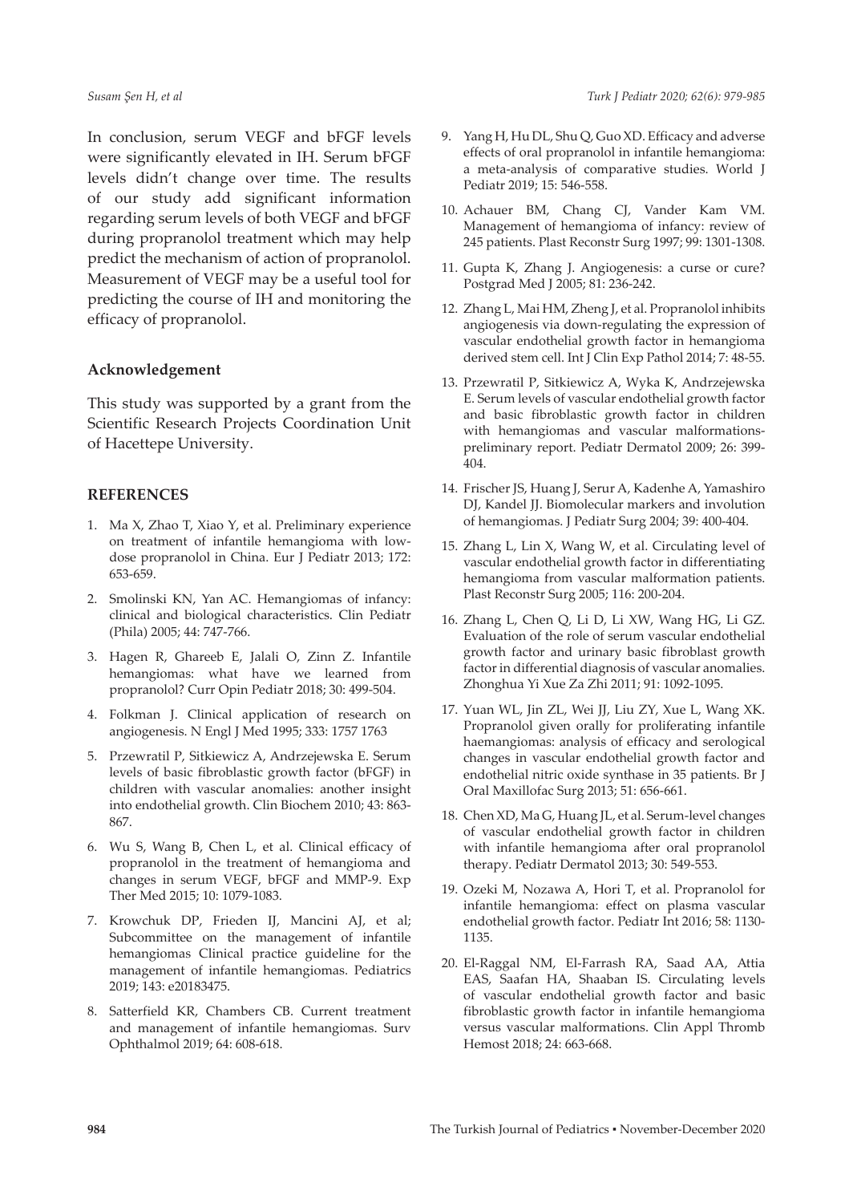In conclusion, serum VEGF and bFGF levels were significantly elevated in IH. Serum bFGF levels didn't change over time. The results of our study add significant information regarding serum levels of both VEGF and bFGF during propranolol treatment which may help predict the mechanism of action of propranolol. Measurement of VEGF may be a useful tool for predicting the course of IH and monitoring the efficacy of propranolol.

## Acknowledgement

This study was supported by a grant from the Scientific Research Projects Coordination Unit of Hacettepe University.

## REFERENCES

1. Ma X, Zhao T, Xiao Y, et al. Preliminary experience on treatment of infantile hemangioma with low-dose propranolol in China. Eur J Pediatr 2013; 172: 653-659.
2. Smolinski KN, Yan AC. Hemangiomas of infancy: clinical and biological characteristics. Clin Pediatr (Phila) 2005; 44: 747-766.
3. Hagen R, Ghareeb E, Jalali O, Zinn Z. Infantile hemangiomas: what have we learned from propranolol? Curr Opin Pediatr 2018; 30: 499-504.
4. Folkman J. Clinical application of research on angiogenesis. N Engl J Med 1995; 333: 1757 1763
5. Przewratil P, Sitkiewicz A, Andrzejewska E. Serum levels of basic fibroblastic growth factor (bFGF) in children with vascular anomalies: another insight into endothelial growth. Clin Biochem 2010; 43: 863-867.
6. Wu S, Wang B, Chen L, et al. Clinical efficacy of propranolol in the treatment of hemangioma and changes in serum VEGF, bFGF and MMP-9. Exp Ther Med 2015; 10: 1079-1083.
7. Krowchuk DP, Frieden IJ, Mancini AJ, et al; Subcommittee on the management of infantile hemangiomas Clinical practice guideline for the management of infantile hemangiomas. Pediatrics 2019; 143: e20183475.
8. Satterfield KR, Chambers CB. Current treatment and management of infantile hemangiomas. Surv Ophthalmol 2019; 64: 608-618.
9. Yang H, Hu DL, Shu Q, Guo XD. Efficacy and adverse effects of oral propranolol in infantile hemangioma: a meta-analysis of comparative studies. World J Pediatr 2019; 15: 546-558.
10. Achauer BM, Chang CJ, Vander Kam VM. Management of hemangioma of infancy: review of 245 patients. Plast Reconstr Surg 1997; 99: 1301-1308.
11. Gupta K, Zhang J. Angiogenesis: a curse or cure? Postgrad Med J 2005; 81: 236-242.
12. Zhang L, Mai HM, Zheng J, et al. Propranolol inhibits angiogenesis via down-regulating the expression of vascular endothelial growth factor in hemangioma derived stem cell. Int J Clin Exp Pathol 2014; 7: 48-55.
13. Przewratil P, Sitkiewicz A, Wyka K, Andrzejewska E. Serum levels of vascular endothelial growth factor and basic fibroblastic growth factor in children with hemangiomas and vascular malformations-preliminary report. Pediatr Dermatol 2009; 26: 399-404.
14. Frischer JS, Huang J, Serur A, Kadenhe A, Yamashiro DJ, Kandel JJ. Biomolecular markers and involution of hemangiomas. J Pediatr Surg 2004; 39: 400-404.
15. Zhang L, Lin X, Wang W, et al. Circulating level of vascular endothelial growth factor in differentiating hemangioma from vascular malformation patients. Plast Reconstr Surg 2005; 116: 200-204.
16. Zhang L, Chen Q, Li D, Li XW, Wang HG, Li GZ. Evaluation of the role of serum vascular endothelial growth factor and urinary basic fibroblast growth factor in differential diagnosis of vascular anomalies. Zhonghua Yi Xue Za Zhi 2011; 91: 1092-1095.
17. Yuan WL, Jin ZL, Wei JJ, Liu ZY, Xue L, Wang XK. Propranolol given orally for proliferating infantile haemangiomas: analysis of efficacy and serological changes in vascular endothelial growth factor and endothelial nitric oxide synthase in 35 patients. Br J Oral Maxillofac Surg 2013; 51: 656-661.
18. Chen XD, Ma G, Huang JL, et al. Serum-level changes of vascular endothelial growth factor in children with infantile hemangioma after oral propranolol therapy. Pediatr Dermatol 2013; 30: 549-553.
19. Ozeki M, Nozawa A, Hori T, et al. Propranolol for infantile hemangioma: effect on plasma vascular endothelial growth factor. Pediatr Int 2016; 58: 1130-1135.
20. El-Raggal NM, El-Farrash RA, Saad AA, Attia EAS, Saafan HA, Shaaban IS. Circulating levels of vascular endothelial growth factor and basic fibroblastic growth factor in infantile hemangioma versus vascular malformations. Clin Appl Thromb Hemost 2018; 24: 663-668.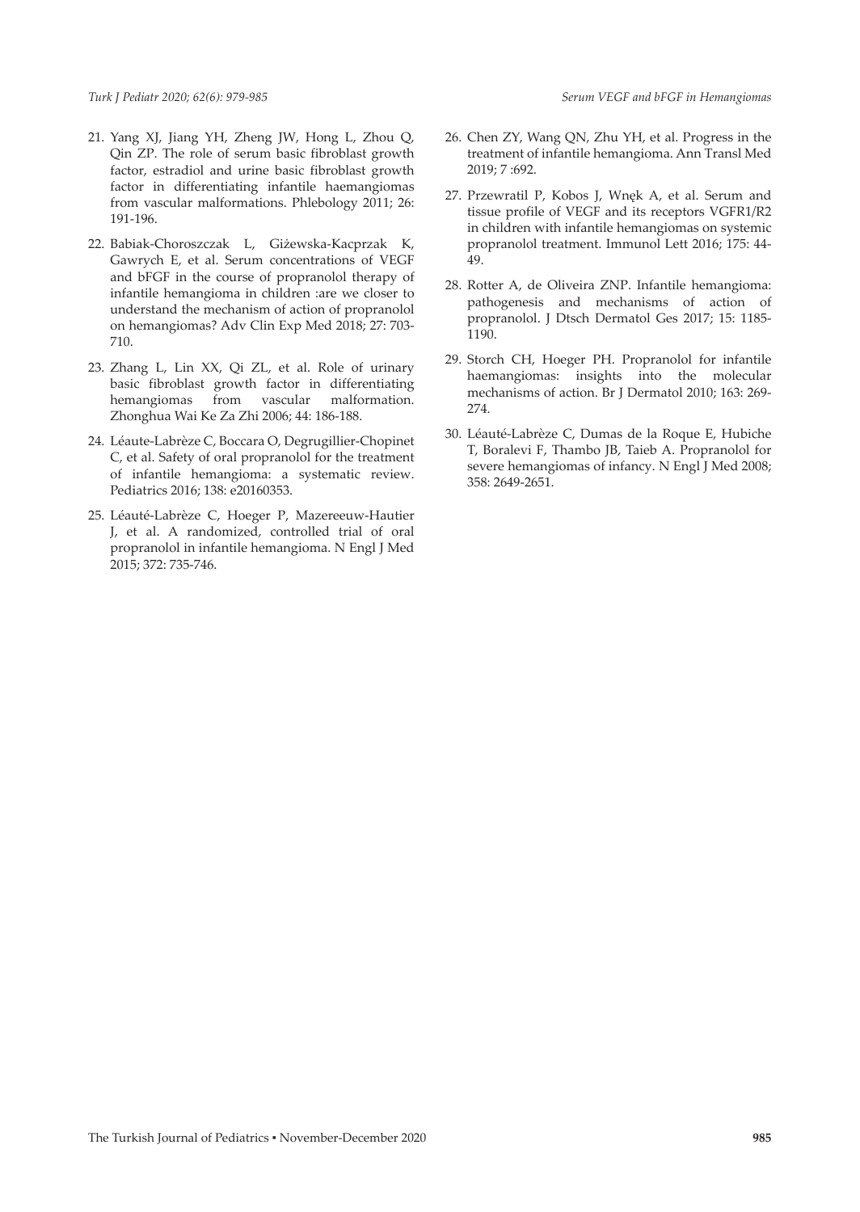21. Yang XJ, Jiang YH, Zheng JW, Hong L, Zhou Q, Qin ZP. The role of serum basic fibroblast growth factor, estradiol and urine basic fibroblast growth factor in differentiating infantile haemangiomas from vascular malformations. Phlebology 2011; 26: 191-196.

22. Babiak-Choroszczak L, Giżewska-Kacprzak K, Gawrych E, et al. Serum concentrations of VEGF and bFGF in the course of propranolol therapy of infantile hemangioma in children :are we closer to understand the mechanism of action of propranolol on hemangiomas? Adv Clin Exp Med 2018; 27: 703-710.

23. Zhang L, Lin XX, Qi ZL, et al. Role of urinary basic fibroblast growth factor in differentiating hemangiomas from vascular malformation. Zhonghua Wai Ke Za Zhi 2006; 44: 186-188.

24. Léaute-Labrèze C, Boccara O, Degrugillier-Chopinet C, et al. Safety of oral propranolol for the treatment of infantile hemangioma: a systematic review. Pediatrics 2016; 138: e20160353.

25. Léauté-Labrèze C, Hoeger P, Mazereeuw-Hautier J, et al. A randomized, controlled trial of oral propranolol in infantile hemangioma. N Engl J Med 2015; 372: 735-746.

26. Chen ZY, Wang QN, Zhu YH, et al. Progress in the treatment of infantile hemangioma. Ann Transl Med 2019; 7 :692.

27. Przewratil P, Kobos J, Wnęk A, et al. Serum and tissue profile of VEGF and its receptors VGFR1/R2 in children with infantile hemangiomas on systemic propranolol treatment. Immunol Lett 2016; 175: 44-49.

28. Rotter A, de Oliveira ZNP. Infantile hemangioma: pathogenesis and mechanisms of action of propranolol. J Dtsch Dermatol Ges 2017; 15: 1185-1190.

29. Storch CH, Hoeger PH. Propranolol for infantile haemangiomas: insights into the molecular mechanisms of action. Br J Dermatol 2010; 163: 269-274.

30. Léauté-Labrèze C, Dumas de la Roque E, Hubiche T, Boralevi F, Thambo JB, Taieb A. Propranolol for severe hemangiomas of infancy. N Engl J Med 2008; 358: 2649-2651.